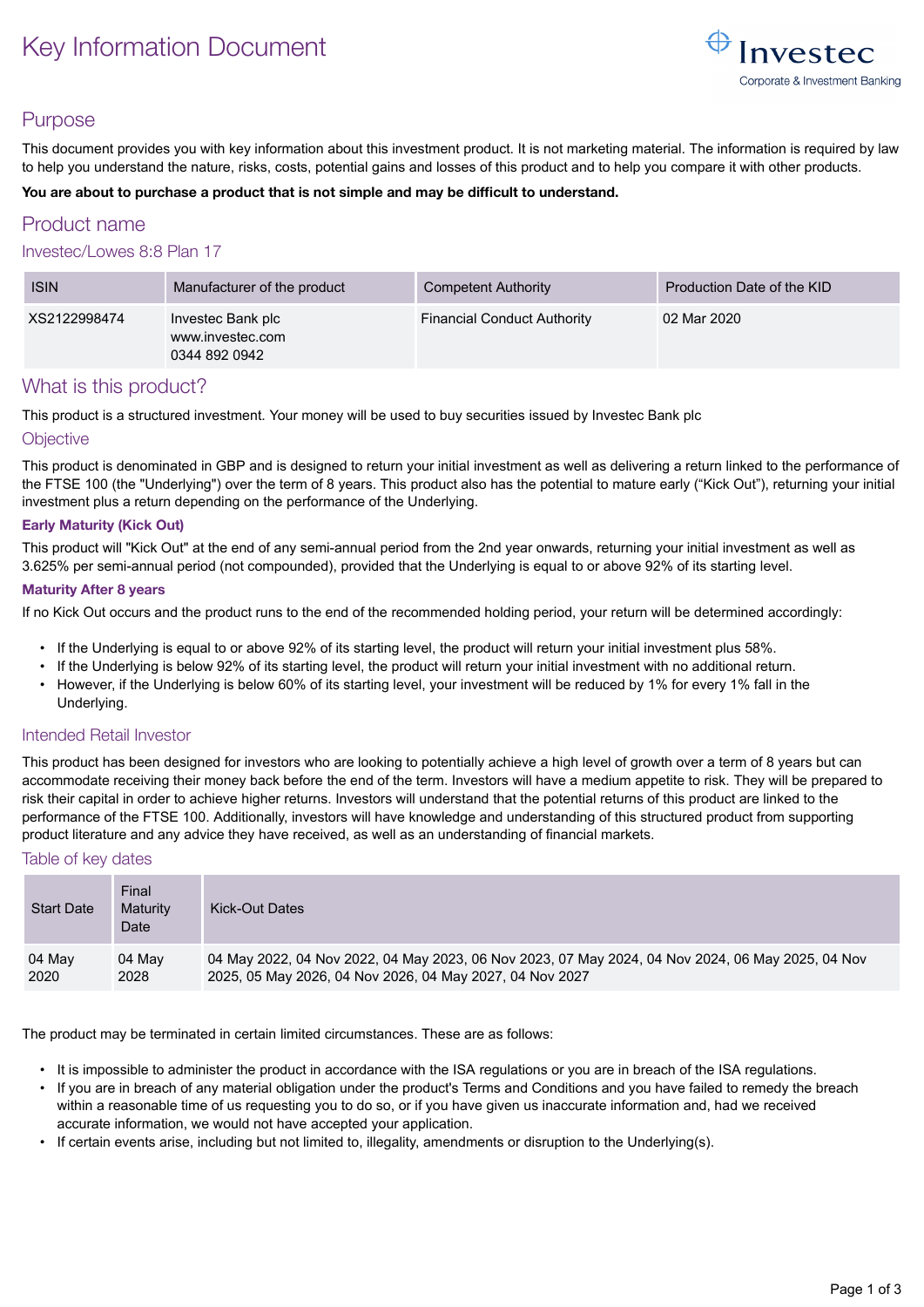# Key Information Document

## Purpose

This document provides you with key information about this investment product. It is not marketing material. The information is required by law to help you understand the nature, risks, costs, potential gains and losses of this product and to help you compare it with other products.

**You are about to purchase a product that is not simple and may be difficult to understand.**

## Product name

### Investec/Lowes 8:8 Plan 17

| ISIN | Manufacturer of the product | Competent Authority | Production Date of the KID |
|---|---|---|---|
| XS2122998474 | Investec Bank plc<br>www.investec.com<br>0344 892 0942 | Financial Conduct Authority | 02 Mar 2020 |

## What is this product?

This product is a structured investment. Your money will be used to buy securities issued by Investec Bank plc

### Objective

This product is denominated in GBP and is designed to return your initial investment as well as delivering a return linked to the performance of the FTSE 100 (the "Underlying") over the term of 8 years. This product also has the potential to mature early ("Kick Out"), returning your initial investment plus a return depending on the performance of the Underlying.

**Early Maturity (Kick Out)**

This product will "Kick Out" at the end of any semi-annual period from the 2nd year onwards, returning your initial investment as well as 3.625% per semi-annual period (not compounded), provided that the Underlying is equal to or above 92% of its starting level.

**Maturity After 8 years**

If no Kick Out occurs and the product runs to the end of the recommended holding period, your return will be determined accordingly:

- If the Underlying is equal to or above 92% of its starting level, the product will return your initial investment plus 58%.
- If the Underlying is below 92% of its starting level, the product will return your initial investment with no additional return.
- However, if the Underlying is below 60% of its starting level, your investment will be reduced by 1% for every 1% fall in the Underlying.

### Intended Retail Investor

This product has been designed for investors who are looking to potentially achieve a high level of growth over a term of 8 years but can accommodate receiving their money back before the end of the term. Investors will have a medium appetite to risk. They will be prepared to risk their capital in order to achieve higher returns. Investors will understand that the potential returns of this product are linked to the performance of the FTSE 100. Additionally, investors will have knowledge and understanding of this structured product from supporting product literature and any advice they have received, as well as an understanding of financial markets.

### Table of key dates

| Start Date | Final Maturity Date | Kick-Out Dates |
|---|---|---|
| 04 May 2020 | 04 May 2028 | 04 May 2022, 04 Nov 2022, 04 May 2023, 06 Nov 2023, 07 May 2024, 04 Nov 2024, 06 May 2025, 04 Nov 2025, 05 May 2026, 04 Nov 2026, 04 May 2027, 04 Nov 2027 |

The product may be terminated in certain limited circumstances. These are as follows:

- It is impossible to administer the product in accordance with the ISA regulations or you are in breach of the ISA regulations.
- If you are in breach of any material obligation under the product's Terms and Conditions and you have failed to remedy the breach within a reasonable time of us requesting you to do so, or if you have given us inaccurate information and, had we received accurate information, we would not have accepted your application.
- If certain events arise, including but not limited to, illegality, amendments or disruption to the Underlying(s).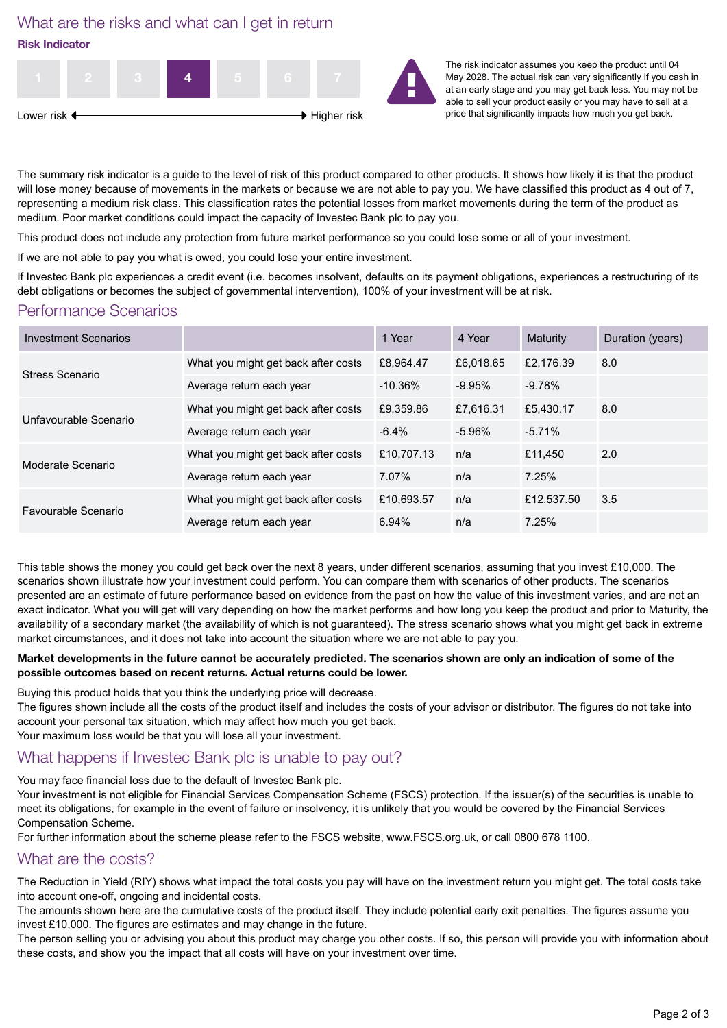## What are the risks and what can I get in return

**Risk Indicator**

| 1 | 2 | 3 | **4** | 5 | 6 | 7 |
|---|---|---|---|---|---|---|

Lower risk ← → Higher risk

The risk indicator assumes you keep the product until 04 May 2028. The actual risk can vary significantly if you cash in at an early stage and you may get back less. You may not be able to sell your product easily or you may have to sell at a price that significantly impacts how much you get back.

The summary risk indicator is a guide to the level of risk of this product compared to other products. It shows how likely it is that the product will lose money because of movements in the markets or because we are not able to pay you. We have classified this product as 4 out of 7, representing a medium risk class. This classification rates the potential losses from market movements during the term of the product as medium. Poor market conditions could impact the capacity of Investec Bank plc to pay you.

This product does not include any protection from future market performance so you could lose some or all of your investment.

If we are not able to pay you what is owed, you could lose your entire investment.

If Investec Bank plc experiences a credit event (i.e. becomes insolvent, defaults on its payment obligations, experiences a restructuring of its debt obligations or becomes the subject of governmental intervention), 100% of your investment will be at risk.

## Performance Scenarios

| Investment Scenarios | | 1 Year | 4 Year | Maturity | Duration (years) |
|---|---|---|---|---|---|
| Stress Scenario | What you might get back after costs | £8,964.47 | £6,018.65 | £2,176.39 | 8.0 |
| | Average return each year | -10.36% | -9.95% | -9.78% | |
| Unfavourable Scenario | What you might get back after costs | £9,359.86 | £7,616.31 | £5,430.17 | 8.0 |
| | Average return each year | -6.4% | -5.96% | -5.71% | |
| Moderate Scenario | What you might get back after costs | £10,707.13 | n/a | £11,450 | 2.0 |
| | Average return each year | 7.07% | n/a | 7.25% | |
| Favourable Scenario | What you might get back after costs | £10,693.57 | n/a | £12,537.50 | 3.5 |
| | Average return each year | 6.94% | n/a | 7.25% | |

This table shows the money you could get back over the next 8 years, under different scenarios, assuming that you invest £10,000. The scenarios shown illustrate how your investment could perform. You can compare them with scenarios of other products. The scenarios presented are an estimate of future performance based on evidence from the past on how the value of this investment varies, and are not an exact indicator. What you will get will vary depending on how the market performs and how long you keep the product and prior to Maturity, the availability of a secondary market (the availability of which is not guaranteed). The stress scenario shows what you might get back in extreme market circumstances, and it does not take into account the situation where we are not able to pay you.

**Market developments in the future cannot be accurately predicted. The scenarios shown are only an indication of some of the possible outcomes based on recent returns. Actual returns could be lower.**

Buying this product holds that you think the underlying price will decrease.
The figures shown include all the costs of the product itself and includes the costs of your advisor or distributor. The figures do not take into account your personal tax situation, which may affect how much you get back.
Your maximum loss would be that you will lose all your investment.

## What happens if Investec Bank plc is unable to pay out?

You may face financial loss due to the default of Investec Bank plc.
Your investment is not eligible for Financial Services Compensation Scheme (FSCS) protection. If the issuer(s) of the securities is unable to meet its obligations, for example in the event of failure or insolvency, it is unlikely that you would be covered by the Financial Services Compensation Scheme.
For further information about the scheme please refer to the FSCS website, www.FSCS.org.uk, or call 0800 678 1100.

## What are the costs?

The Reduction in Yield (RIY) shows what impact the total costs you pay will have on the investment return you might get. The total costs take into account one-off, ongoing and incidental costs.
The amounts shown here are the cumulative costs of the product itself. They include potential early exit penalties. The figures assume you invest £10,000. The figures are estimates and may change in the future.
The person selling you or advising you about this product may charge you other costs. If so, this person will provide you with information about these costs, and show you the impact that all costs will have on your investment over time.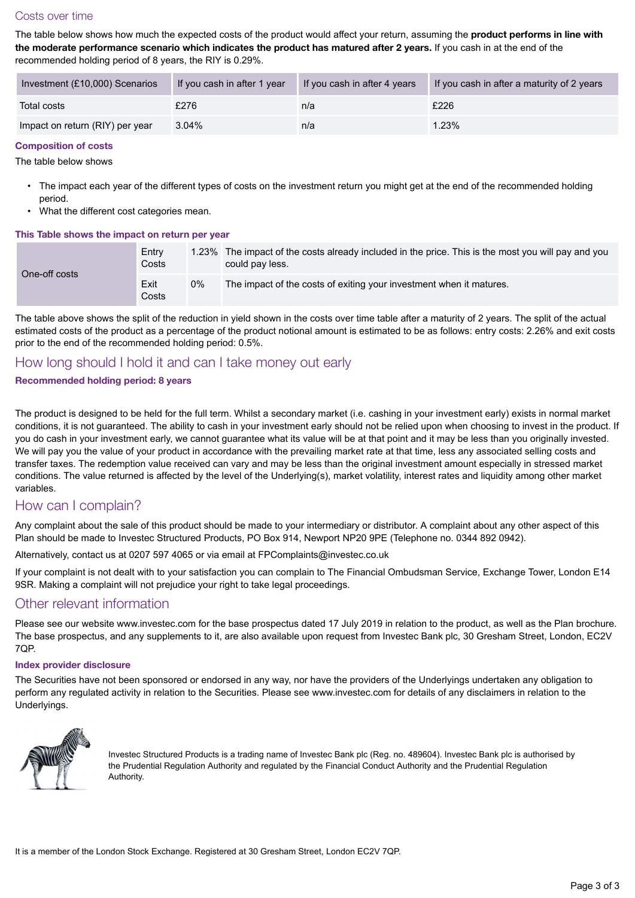## Costs over time

The table below shows how much the expected costs of the product would affect your return, assuming the **product performs in line with the moderate performance scenario which indicates the product has matured after 2 years.** If you cash in at the end of the recommended holding period of 8 years, the RIY is 0.29%.

| Investment (£10,000) Scenarios | If you cash in after 1 year | If you cash in after 4 years | If you cash in after a maturity of 2 years |
|---|---|---|---|
| Total costs | £276 | n/a | £226 |
| Impact on return (RIY) per year | 3.04% | n/a | 1.23% |

### Composition of costs

The table below shows

- The impact each year of the different types of costs on the investment return you might get at the end of the recommended holding period.
- What the different cost categories mean.

#### This Table shows the impact on return per year

| | | | |
|---|---|---|---|
| One-off costs | Entry Costs | 1.23% | The impact of the costs already included in the price. This is the most you will pay and you could pay less. |
| | Exit Costs | 0% | The impact of the costs of exiting your investment when it matures. |

The table above shows the split of the reduction in yield shown in the costs over time table after a maturity of 2 years. The split of the actual estimated costs of the product as a percentage of the product notional amount is estimated to be as follows: entry costs: 2.26% and exit costs prior to the end of the recommended holding period: 0.5%.

## How long should I hold it and can I take money out early

**Recommended holding period: 8 years**

The product is designed to be held for the full term. Whilst a secondary market (i.e. cashing in your investment early) exists in normal market conditions, it is not guaranteed. The ability to cash in your investment early should not be relied upon when choosing to invest in the product. If you do cash in your investment early, we cannot guarantee what its value will be at that point and it may be less than you originally invested. We will pay you the value of your product in accordance with the prevailing market rate at that time, less any associated selling costs and transfer taxes. The redemption value received can vary and may be less than the original investment amount especially in stressed market conditions. The value returned is affected by the level of the Underlying(s), market volatility, interest rates and liquidity among other market variables.

## How can I complain?

Any complaint about the sale of this product should be made to your intermediary or distributor. A complaint about any other aspect of this Plan should be made to Investec Structured Products, PO Box 914, Newport NP20 9PE (Telephone no. 0344 892 0942).

Alternatively, contact us at 0207 597 4065 or via email at FPComplaints@investec.co.uk

If your complaint is not dealt with to your satisfaction you can complain to The Financial Ombudsman Service, Exchange Tower, London E14 9SR. Making a complaint will not prejudice your right to take legal proceedings.

## Other relevant information

Please see our website www.investec.com for the base prospectus dated 17 July 2019 in relation to the product, as well as the Plan brochure. The base prospectus, and any supplements to it, are also available upon request from Investec Bank plc, 30 Gresham Street, London, EC2V 7QP.

### Index provider disclosure

The Securities have not been sponsored or endorsed in any way, nor have the providers of the Underlyings undertaken any obligation to perform any regulated activity in relation to the Securities. Please see www.investec.com for details of any disclaimers in relation to the Underlyings.

Investec Structured Products is a trading name of Investec Bank plc (Reg. no. 489604). Investec Bank plc is authorised by the Prudential Regulation Authority and regulated by the Financial Conduct Authority and the Prudential Regulation Authority.

It is a member of the London Stock Exchange. Registered at 30 Gresham Street, London EC2V 7QP.